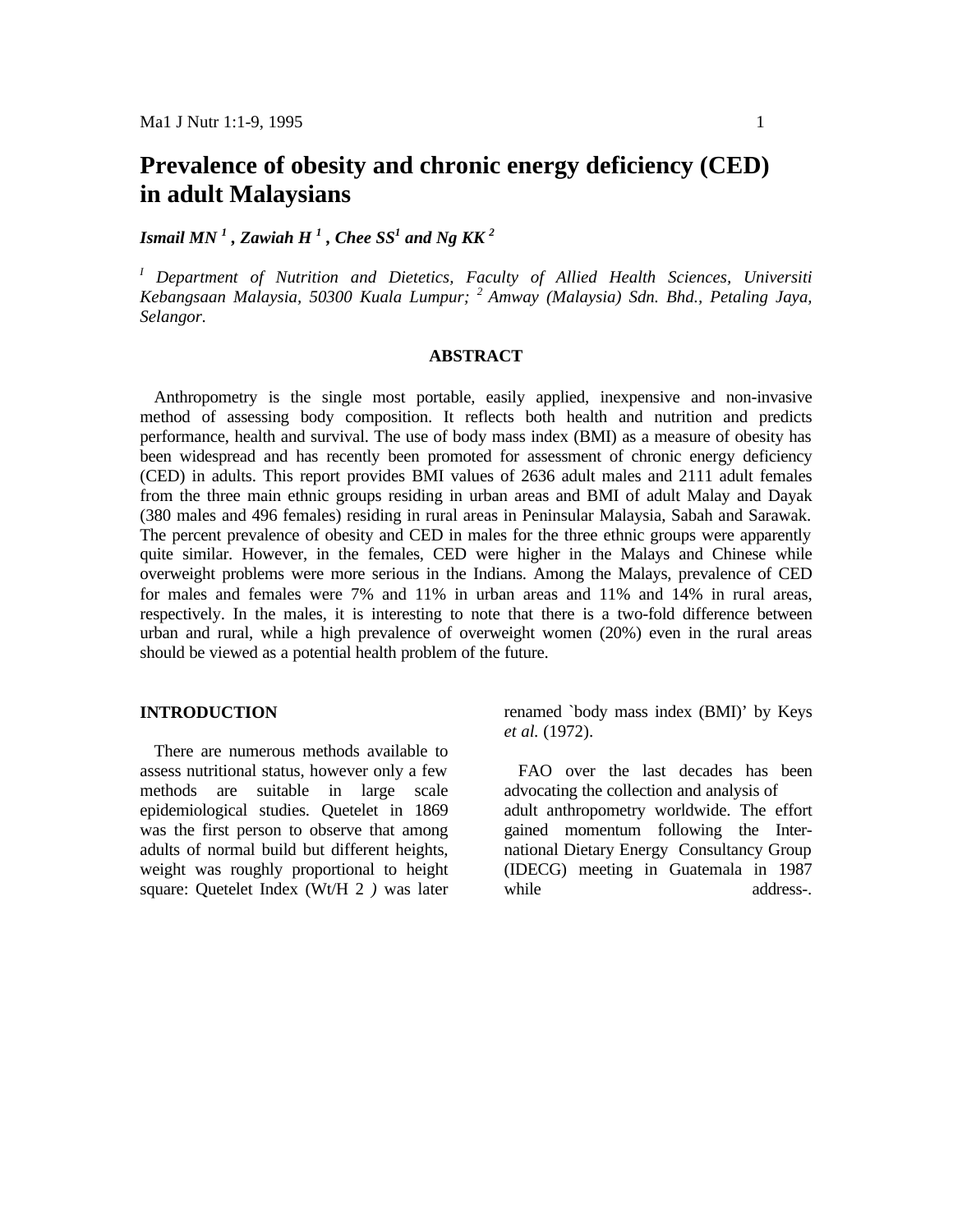# Prevalence of obesity and chronic energy deficiency (CED) in adult Malaysians

***Ismail MN*** [1] ***, Zawiah H*** [1] ***, Chee SS***[1] ***and Ng KK*** [2]

[1] *Department of Nutrition and Dietetics, Faculty of Allied Health Sciences, Universiti Kebangsaan Malaysia, 50300 Kuala Lumpur;* [2] *Amway (Malaysia) Sdn. Bhd., Petaling Jaya, Selangor.*

## ABSTRACT

Anthropometry is the single most portable, easily applied, inexpensive and non-invasive method of assessing body composition. It reflects both health and nutrition and predicts performance, health and survival. The use of body mass index (BMI) as a measure of obesity has been widespread and has recently been promoted for assessment of chronic energy deficiency (CED) in adults. This report provides BMI values of 2636 adult males and 2111 adult females from the three main ethnic groups residing in urban areas and BMI of adult Malay and Dayak (380 males and 496 females) residing in rural areas in Peninsular Malaysia, Sabah and Sarawak. The percent prevalence of obesity and CED in males for the three ethnic groups were apparently quite similar. However, in the females, CED were higher in the Malays and Chinese while overweight problems were more serious in the Indians. Among the Malays, prevalence of CED for males and females were 7% and 11% in urban areas and 11% and 14% in rural areas, respectively. In the males, it is interesting to note that there is a two-fold difference between urban and rural, while a high prevalence of overweight women (20%) even in the rural areas should be viewed as a potential health problem of the future.

## INTRODUCTION

There are numerous methods available to assess nutritional status, however only a few methods are suitable in large scale epidemiological studies. Quetelet in 1869 was the first person to observe that among adults of normal build but different heights, weight was roughly proportional to height square: Quetelet Index ($Wt/H^2$) was later renamed `body mass index (BMI)' by Keys *et al.* (1972).

FAO over the last decades has been advocating the collection and analysis of adult anthropometry worldwide. The effort gained momentum following the International Dietary Energy Consultancy Group (IDECG) meeting in Guatemala in 1987 while address-.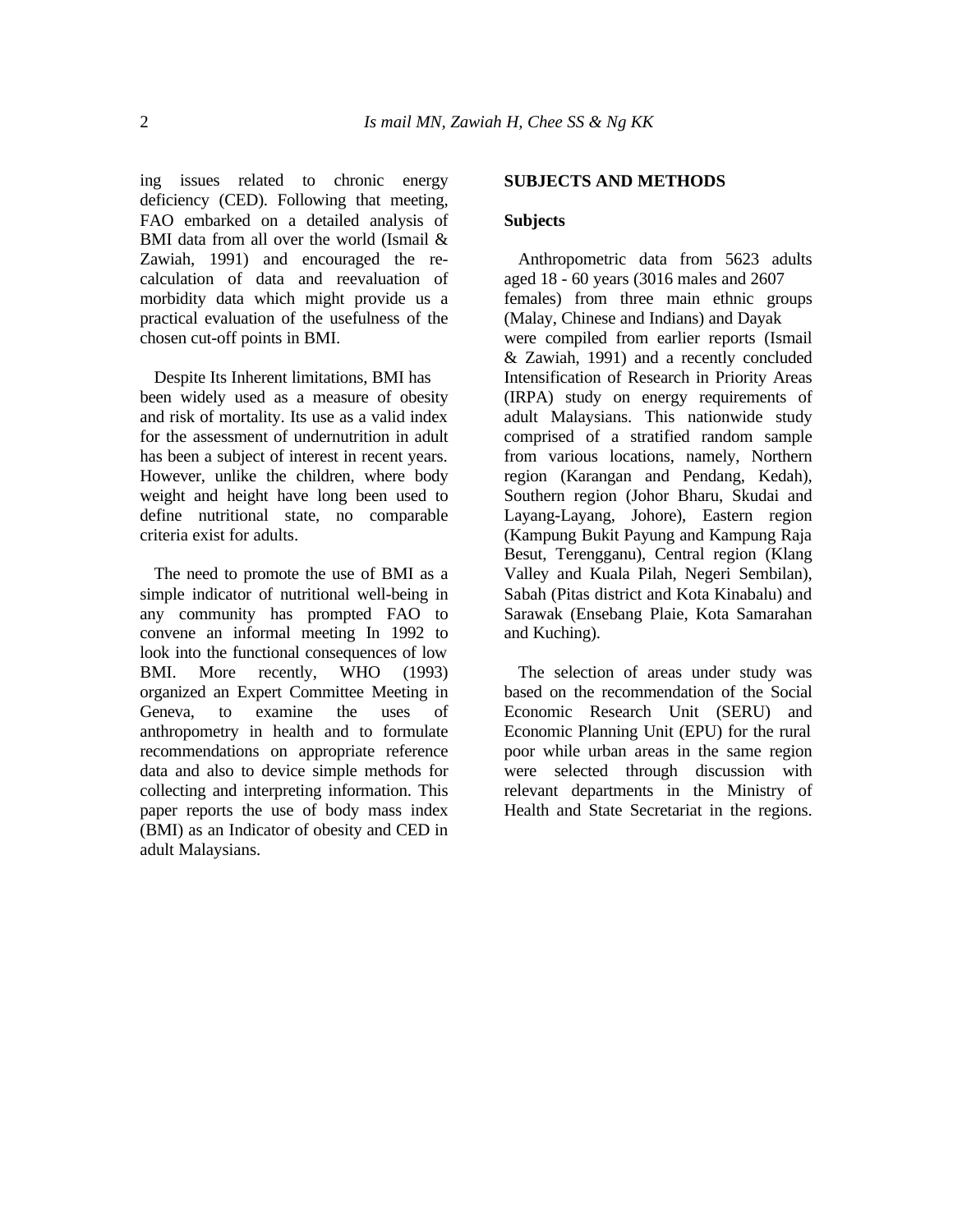ing issues related to chronic energy deficiency (CED). Following that meeting, FAO embarked on a detailed analysis of BMI data from all over the world (Ismail & Zawiah, 1991) and encouraged the re-calculation of data and reevaluation of morbidity data which might provide us a practical evaluation of the usefulness of the chosen cut-off points in BMI.

Despite Its Inherent limitations, BMI has been widely used as a measure of obesity and risk of mortality. Its use as a valid index for the assessment of undernutrition in adult has been a subject of interest in recent years. However, unlike the children, where body weight and height have long been used to define nutritional state, no comparable criteria exist for adults.

The need to promote the use of BMI as a simple indicator of nutritional well-being in any community has prompted FAO to convene an informal meeting In 1992 to look into the functional consequences of low BMI. More recently, WHO (1993) organized an Expert Committee Meeting in Geneva, to examine the uses of anthropometry in health and to formulate recommendations on appropriate reference data and also to device simple methods for collecting and interpreting information. This paper reports the use of body mass index (BMI) as an Indicator of obesity and CED in adult Malaysians.

## SUBJECTS AND METHODS

### Subjects

Anthropometric data from 5623 adults aged 18 - 60 years (3016 males and 2607 females) from three main ethnic groups (Malay, Chinese and Indians) and Dayak were compiled from earlier reports (Ismail & Zawiah, 1991) and a recently concluded Intensification of Research in Priority Areas (IRPA) study on energy requirements of adult Malaysians. This nationwide study comprised of a stratified random sample from various locations, namely, Northern region (Karangan and Pendang, Kedah), Southern region (Johor Bharu, Skudai and Layang-Layang, Johore), Eastern region (Kampung Bukit Payung and Kampung Raja Besut, Terengganu), Central region (Klang Valley and Kuala Pilah, Negeri Sembilan), Sabah (Pitas district and Kota Kinabalu) and Sarawak (Ensebang Plaie, Kota Samarahan and Kuching).

The selection of areas under study was based on the recommendation of the Social Economic Research Unit (SERU) and Economic Planning Unit (EPU) for the rural poor while urban areas in the same region were selected through discussion with relevant departments in the Ministry of Health and State Secretariat in the regions.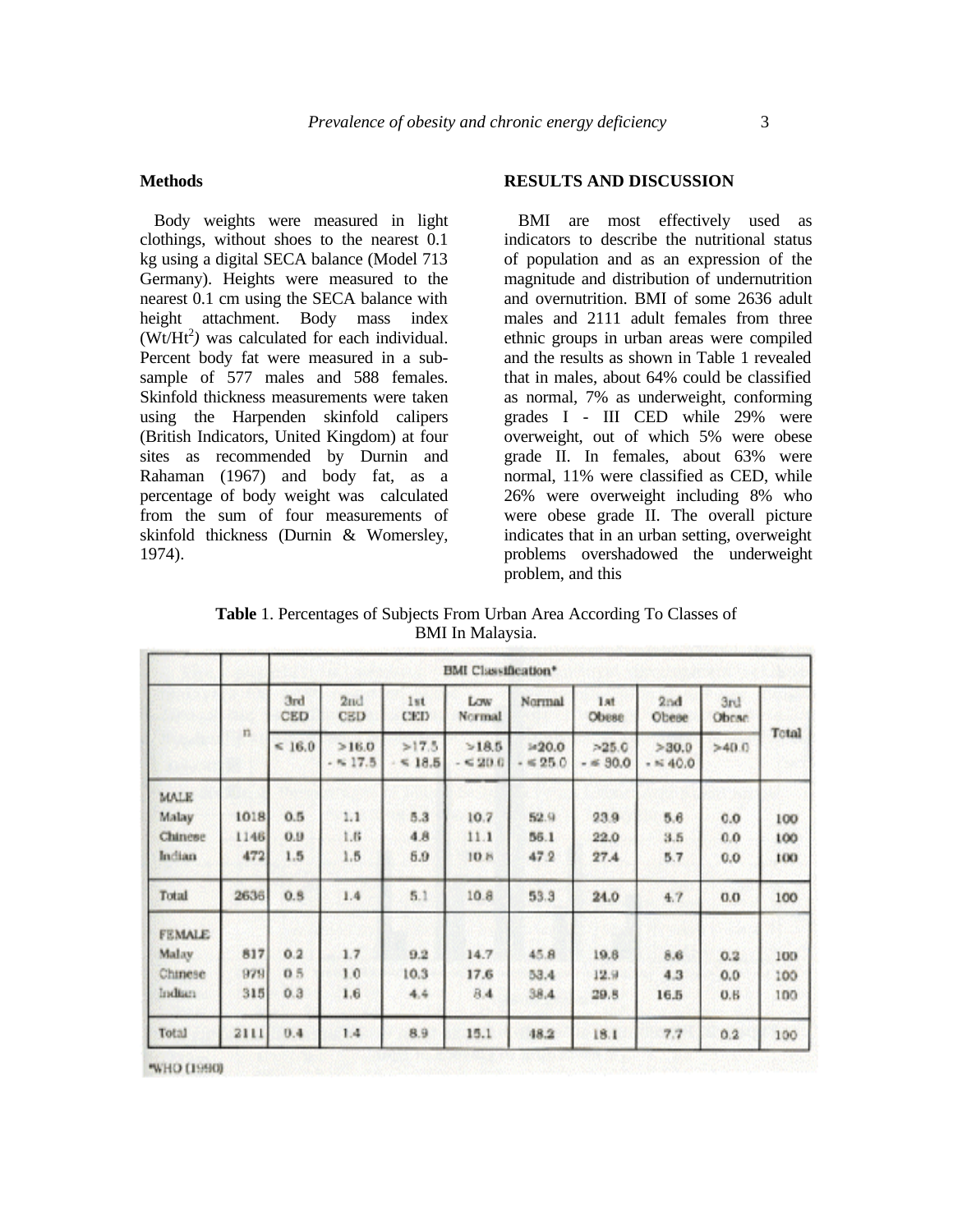## Methods

Body weights were measured in light clothings, without shoes to the nearest 0.1 kg using a digital SECA balance (Model 713 Germany). Heights were measured to the nearest 0.1 cm using the SECA balance with height attachment. Body mass index ($Wt/Ht^2$) was calculated for each individual. Percent body fat were measured in a sub-sample of 577 males and 588 females. Skinfold thickness measurements were taken using the Harpenden skinfold calipers (British Indicators, United Kingdom) at four sites as recommended by Durnin and Rahaman (1967) and body fat, as a percentage of body weight was calculated from the sum of four measurements of skinfold thickness (Durnin & Womersley, 1974).

## RESULTS AND DISCUSSION

BMI are most effectively used as indicators to describe the nutritional status of population and as an expression of the magnitude and distribution of undernutrition and overnutrition. BMI of some 2636 adult males and 2111 adult females from three ethnic groups in urban areas were compiled and the results as shown in Table 1 revealed that in males, about 64% could be classified as normal, 7% as underweight, conforming grades I - III CED while 29% were overweight, out of which 5% were obese grade II. In females, about 63% were normal, 11% were classified as CED, while 26% were overweight including 8% who were obese grade II. The overall picture indicates that in an urban setting, overweight problems overshadowed the underweight problem, and this

**Table** 1. Percentages of Subjects From Urban Area According To Classes of BMI In Malaysia.

| | n | BMI Classification* | | | | | | | | Total |
|---|---|---|---|---|---|---|---|---|---|---|
| | | 3rd CED | 2nd CED | 1st CED | Low Normal | Normal | 1st Obese | 2nd Obese | 3rd Obese | |
| | | ≤ 16.0 | >16.0 - ≤ 17.5 | >17.5 - ≤ 18.5 | >18.5 - ≤ 20.0 | ≥20.0 - ≤ 25.0 | >25.0 - ≤ 30.0 | >30.0 - ≤ 40.0 | >40.0 | |
| **MALE** | | | | | | | | | | |
| Malay | 1018 | 0.5 | 1.1 | 5.3 | 10.7 | 52.9 | 23.9 | 5.6 | 0.0 | 100 |
| Chinese | 1146 | 0.9 | 1.6 | 4.8 | 11.1 | 56.1 | 22.0 | 3.5 | 0.0 | 100 |
| Indian | 472 | 1.5 | 1.5 | 5.9 | 10.8 | 47.2 | 27.4 | 5.7 | 0.0 | 100 |
| Total | 2636 | 0.8 | 1.4 | 5.1 | 10.8 | 53.3 | 24.0 | 4.7 | 0.0 | 100 |
| **FEMALE** | | | | | | | | | | |
| Malay | 817 | 0.2 | 1.7 | 9.2 | 14.7 | 45.8 | 19.8 | 8.6 | 0.2 | 100 |
| Chinese | 979 | 0.5 | 1.0 | 10.3 | 17.6 | 53.4 | 12.9 | 4.3 | 0.0 | 100 |
| Indian | 315 | 0.3 | 1.6 | 4.4 | 8.4 | 38.4 | 29.8 | 16.5 | 0.8 | 100 |
| Total | 2111 | 0.4 | 1.4 | 8.9 | 15.1 | 48.2 | 18.1 | 7.7 | 0.2 | 100 |

*WHO (1990)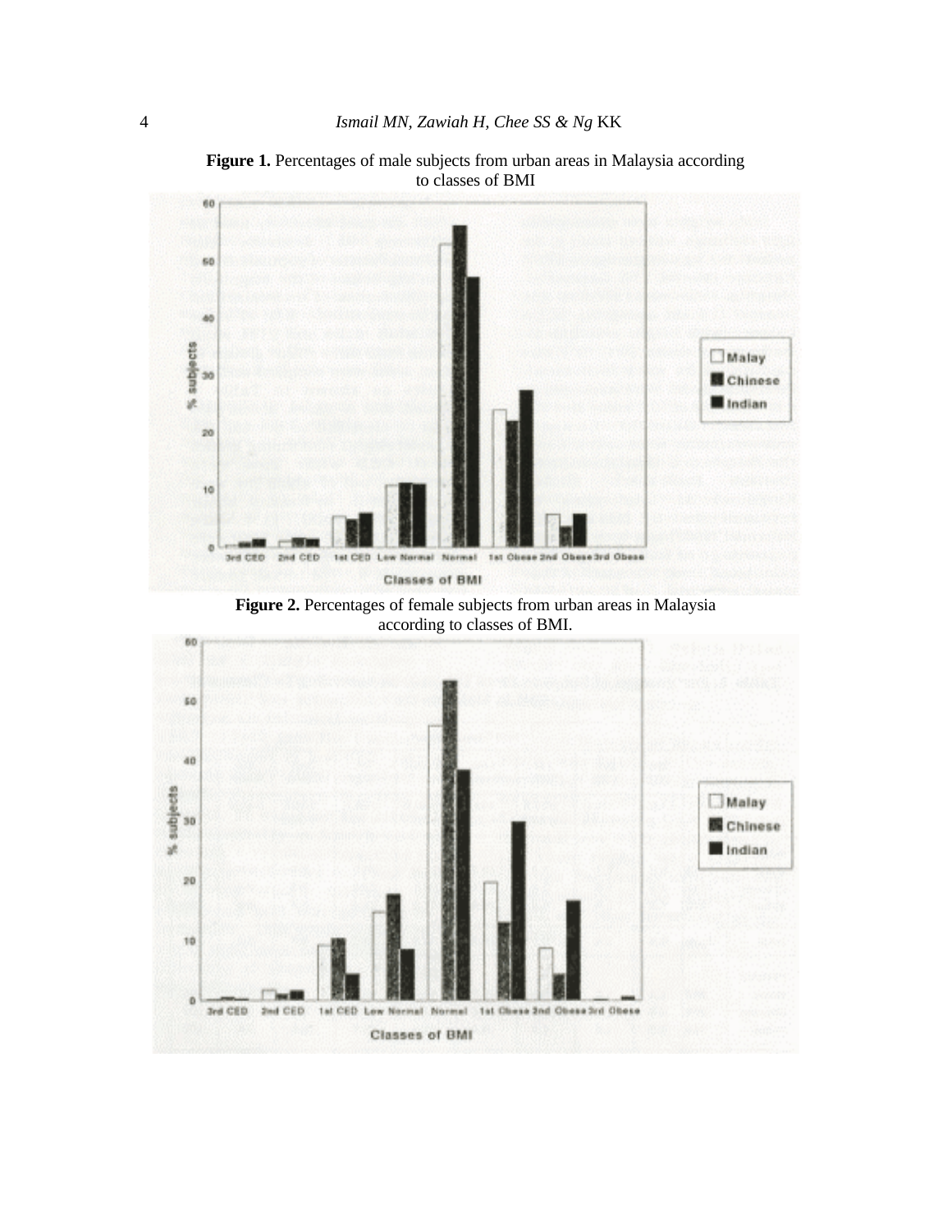**Figure 1.** Percentages of male subjects from urban areas in Malaysia according to classes of BMI

**Figure 2.** Percentages of female subjects from urban areas in Malaysia according to classes of BMI.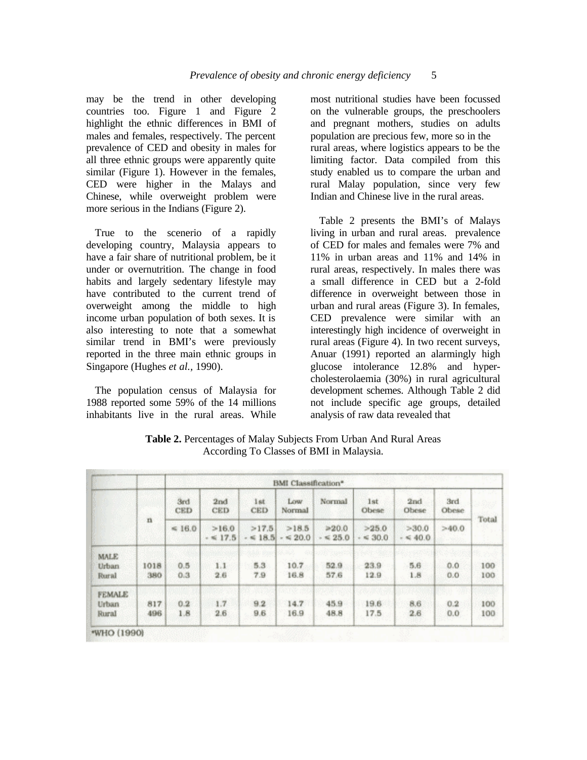may be the trend in other developing countries too. Figure 1 and Figure 2 highlight the ethnic differences in BMI of males and females, respectively. The percent prevalence of CED and obesity in males for all three ethnic groups were apparently quite similar (Figure 1). However in the females, CED were higher in the Malays and Chinese, while overweight problem were more serious in the Indians (Figure 2).

True to the scenerio of a rapidly developing country, Malaysia appears to have a fair share of nutritional problem, be it under or overnutrition. The change in food habits and largely sedentary lifestyle may have contributed to the current trend of overweight among the middle to high income urban population of both sexes. It is also interesting to note that a somewhat similar trend in BMI's were previously reported in the three main ethnic groups in Singapore (Hughes *et al.,* 1990).

The population census of Malaysia for 1988 reported some 59% of the 14 millions inhabitants live in the rural areas. While most nutritional studies have been focussed on the vulnerable groups, the preschoolers and pregnant mothers, studies on adults population are precious few, more so in the rural areas, where logistics appears to be the limiting factor. Data compiled from this study enabled us to compare the urban and rural Malay population, since very few Indian and Chinese live in the rural areas.

Table 2 presents the BMI's of Malays living in urban and rural areas. prevalence of CED for males and females were 7% and 11% in urban areas and 11% and 14% in rural areas, respectively. In males there was a small difference in CED but a 2-fold difference in overweight between those in urban and rural areas (Figure 3). In females, CED prevalence were similar with an interestingly high incidence of overweight in rural areas (Figure 4). In two recent surveys, Anuar (1991) reported an alarmingly high glucose intolerance 12.8% and hyper-cholesterolaemia (30%) in rural agricultural development schemes. Although Table 2 did not include specific age groups, detailed analysis of raw data revealed that

**Table 2.** Percentages of Malay Subjects From Urban And Rural Areas According To Classes of BMI in Malaysia.

| | n | BMI Classification* | | | | | | | | Total |
|---|---|---|---|---|---|---|---|---|---|---|
| | | 3rd CED | 2nd CED | 1st CED | Low Normal | Normal | 1st Obese | 2nd Obese | 3rd Obese | |
| | | ≤ 16.0 | >16.0 - ≤ 17.5 | >17.5 - ≤ 18.5 | >18.5 - ≤ 20.0 | ≥20.0 - ≤ 25.0 | >25.0 - ≤ 30.0 | >30.0 - ≤ 40.0 | >40.0 | |
| **MALE** | | | | | | | | | | |
| Urban | 1018 | 0.5 | 1.1 | 5.3 | 10.7 | 52.9 | 23.9 | 5.6 | 0.0 | 100 |
| Rural | 380 | 0.3 | 2.6 | 7.9 | 16.8 | 57.6 | 12.9 | 1.8 | 0.0 | 100 |
| **FEMALE** | | | | | | | | | | |
| Urban | 817 | 0.2 | 1.7 | 9.2 | 14.7 | 45.9 | 19.6 | 8.6 | 0.2 | 100 |
| Rural | 496 | 1.8 | 2.6 | 9.6 | 16.9 | 48.8 | 17.5 | 2.6 | 0.0 | 100 |

*WHO (1990)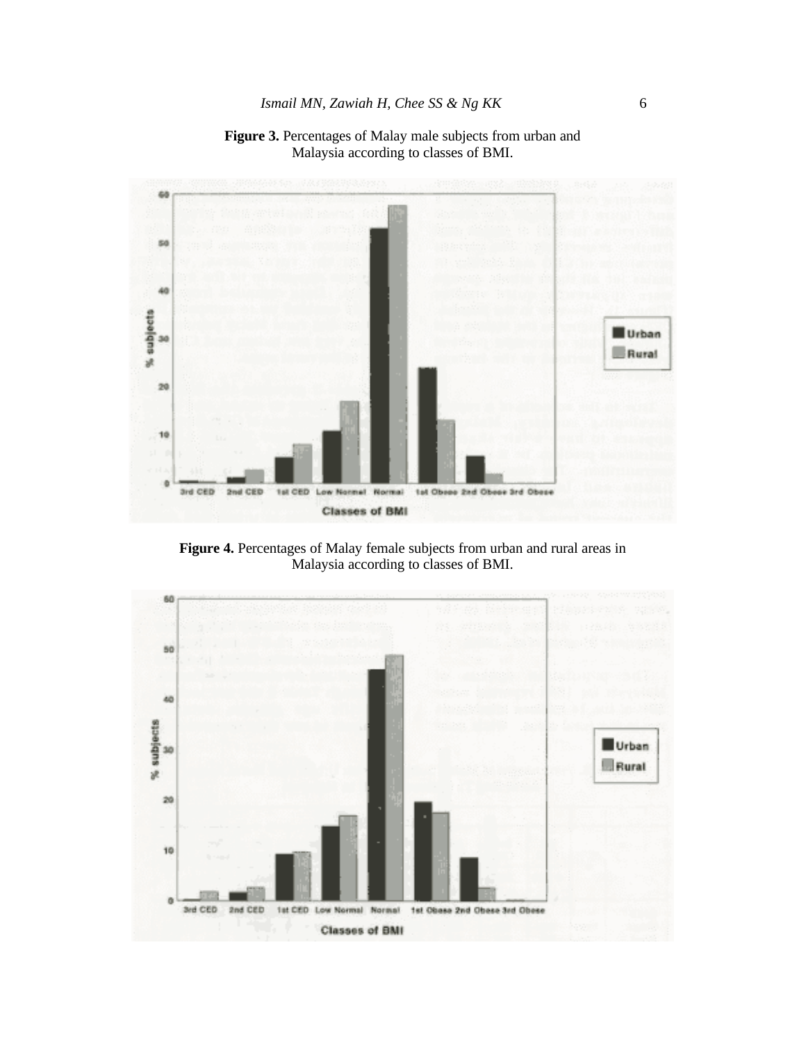**Figure 3.** Percentages of Malay male subjects from urban and Malaysia according to classes of BMI.

% subjects

60
50
40
30
20
10
0

3rd CED 2nd CED 1st CED Low Normal Normal 1st Obese 2nd Obese 3rd Obese

Classes of BMI

Urban
Rural

**Figure 4.** Percentages of Malay female subjects from urban and rural areas in Malaysia according to classes of BMI.

% subjects

60
50
40
30
20
10
0

3rd CED 2nd CED 1st CED Low Normal Normal 1st Obese 2nd Obese 3rd Obese

Classes of BMI

Urban
Rural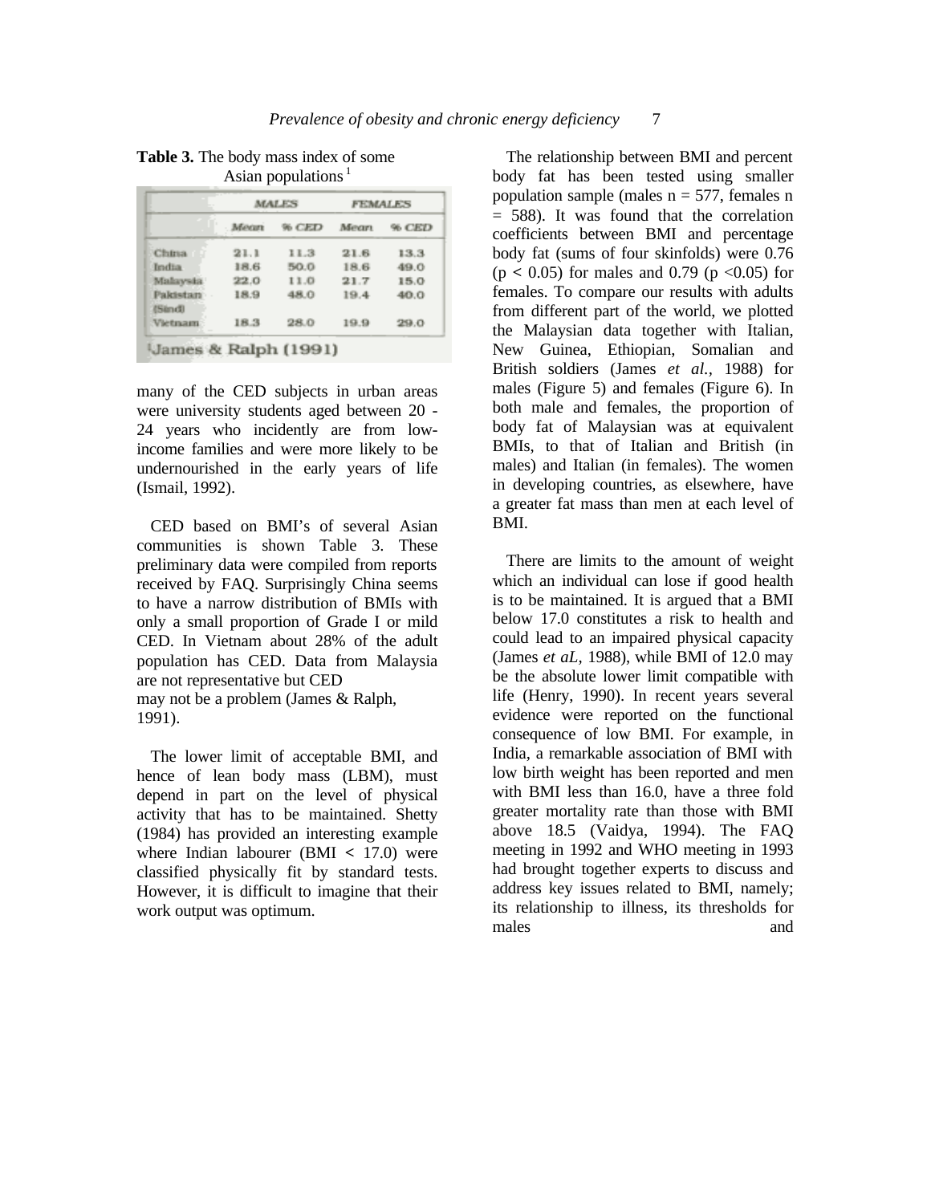**Table 3.** The body mass index of some Asian populations [1]

| | MALES | | FEMALES | |
|---|---|---|---|---|
| | Mean | % CED | Mean | % CED |
| China | 21.1 | 11.3 | 21.6 | 13.3 |
| India | 18.6 | 50.0 | 18.6 | 49.0 |
| Malaysia | 22.0 | 11.0 | 21.7 | 15.0 |
| Pakistan (Sind) | 18.9 | 48.0 | 19.4 | 40.0 |
| Vietnam | 18.3 | 28.0 | 19.9 | 29.0 |

[1] James & Ralph (1991)

many of the CED subjects in urban areas were university students aged between 20 - 24 years who incidently are from low-income families and were more likely to be undernourished in the early years of life (Ismail, 1992).

CED based on BMI's of several Asian communities is shown Table 3. These preliminary data were compiled from reports received by FAQ. Surprisingly China seems to have a narrow distribution of BMIs with only a small proportion of Grade I or mild CED. In Vietnam about 28% of the adult population has CED. Data from Malaysia are not representative but CED may not be a problem (James & Ralph, 1991).

The lower limit of acceptable BMI, and hence of lean body mass (LBM), must depend in part on the level of physical activity that has to be maintained. Shetty (1984) has provided an interesting example where Indian labourer (BMI $< 17.0$) were classified physically fit by standard tests. However, it is difficult to imagine that their work output was optimum.

The relationship between BMI and percent body fat has been tested using smaller population sample (males n = 577, females n = 588). It was found that the correlation coefficients between BMI and percentage body fat (sums of four skinfolds) were 0.76 ($p < 0.05$) for males and 0.79 ($p < 0.05$) for females. To compare our results with adults from different part of the world, we plotted the Malaysian data together with Italian, New Guinea, Ethiopian, Somalian and British soldiers (James *et al.*, 1988) for males (Figure 5) and females (Figure 6). In both male and females, the proportion of body fat of Malaysian was at equivalent BMIs, to that of Italian and British (in males) and Italian (in females). The women in developing countries, as elsewhere, have a greater fat mass than men at each level of BMI.

There are limits to the amount of weight which an individual can lose if good health is to be maintained. It is argued that a BMI below 17.0 constitutes a risk to health and could lead to an impaired physical capacity (James *et aL*, 1988), while BMI of 12.0 may be the absolute lower limit compatible with life (Henry, 1990). In recent years several evidence were reported on the functional consequence of low BMI. For example, in India, a remarkable association of BMI with low birth weight has been reported and men with BMI less than 16.0, have a three fold greater mortality rate than those with BMI above 18.5 (Vaidya, 1994). The FAQ meeting in 1992 and WHO meeting in 1993 had brought together experts to discuss and address key issues related to BMI, namely; its relationship to illness, its thresholds for males and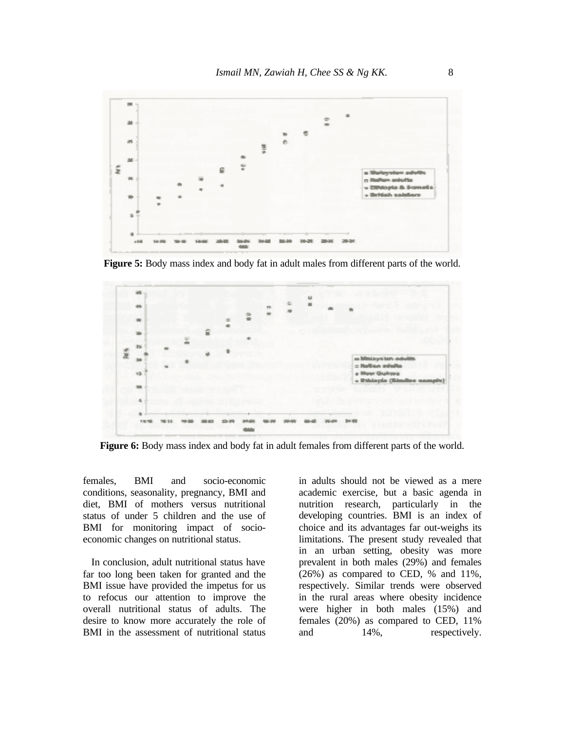**Figure 5:** Body mass index and body fat in adult males from different parts of the world.

**Figure 6:** Body mass index and body fat in adult females from different parts of the world.

females, BMI and socio-economic conditions, seasonality, pregnancy, BMI and diet, BMI of mothers versus nutritional status of under 5 children and the use of BMI for monitoring impact of socio-economic changes on nutritional status.

In conclusion, adult nutritional status have far too long been taken for granted and the BMI issue have provided the impetus for us to refocus our attention to improve the overall nutritional status of adults. The desire to know more accurately the role of BMI in the assessment of nutritional status in adults should not be viewed as a mere academic exercise, but a basic agenda in nutrition research, particularly in the developing countries. BMI is an index of choice and its advantages far out-weighs its limitations. The present study revealed that in an urban setting, obesity was more prevalent in both males (29%) and females (26%) as compared to CED, % and 11%, respectively. Similar trends were observed in the rural areas where obesity incidence were higher in both males (15%) and females (20%) as compared to CED, 11% and 14%, respectively.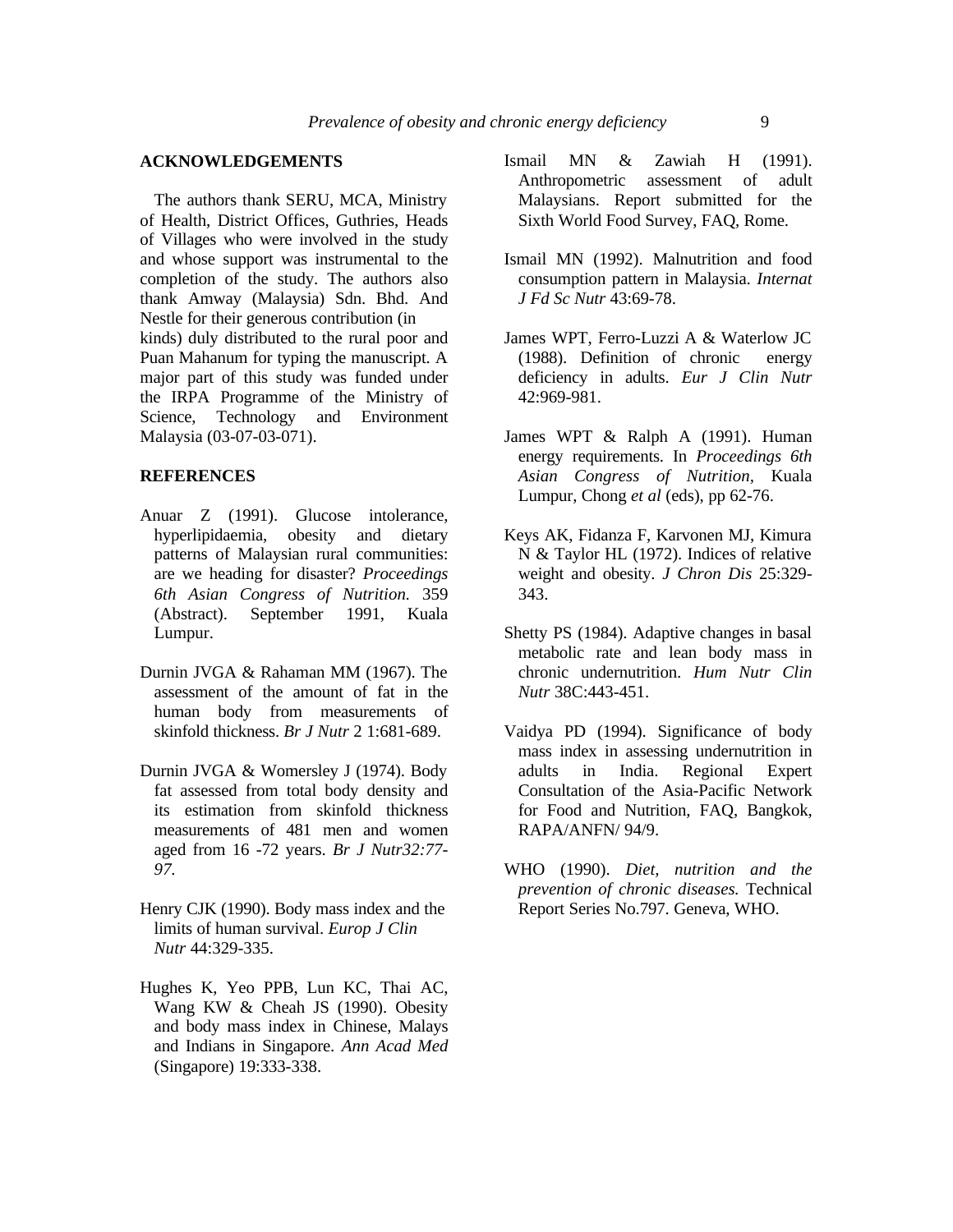## ACKNOWLEDGEMENTS

The authors thank SERU, MCA, Ministry of Health, District Offices, Guthries, Heads of Villages who were involved in the study and whose support was instrumental to the completion of the study. The authors also thank Amway (Malaysia) Sdn. Bhd. And Nestle for their generous contribution (in kinds) duly distributed to the rural poor and Puan Mahanum for typing the manuscript. A major part of this study was funded under the IRPA Programme of the Ministry of Science, Technology and Environment Malaysia (03-07-03-071).

## REFERENCES

Anuar Z (1991). Glucose intolerance, hyperlipidaemia, obesity and dietary patterns of Malaysian rural communities: are we heading for disaster? *Proceedings 6th Asian Congress of Nutrition.* 359 (Abstract). September 1991, Kuala Lumpur.

Durnin JVGA & Rahaman MM (1967). The assessment of the amount of fat in the human body from measurements of skinfold thickness. *Br J Nutr* 2 1:681-689.

Durnin JVGA & Womersley J (1974). Body fat assessed from total body density and its estimation from skinfold thickness measurements of 481 men and women aged from 16 -72 years. *Br J Nutr32:77-97.*

Henry CJK (1990). Body mass index and the limits of human survival. *Europ J Clin Nutr* 44:329-335.

Hughes K, Yeo PPB, Lun KC, Thai AC, Wang KW & Cheah JS (1990). Obesity and body mass index in Chinese, Malays and Indians in Singapore. *Ann Acad Med* (Singapore) 19:333-338.

Ismail MN & Zawiah H (1991). Anthropometric assessment of adult Malaysians. Report submitted for the Sixth World Food Survey, FAQ, Rome.

Ismail MN (1992). Malnutrition and food consumption pattern in Malaysia. *Internat J Fd Sc Nutr* 43:69-78.

James WPT, Ferro-Luzzi A & Waterlow JC (1988). Definition of chronic energy deficiency in adults. *Eur J Clin Nutr* 42:969-981.

James WPT & Ralph A (1991). Human energy requirements. In *Proceedings 6th Asian Congress of Nutrition*, Kuala Lumpur, Chong *et al* (eds), pp 62-76.

Keys AK, Fidanza F, Karvonen MJ, Kimura N & Taylor HL (1972). Indices of relative weight and obesity. *J Chron Dis* 25:329-343.

Shetty PS (1984). Adaptive changes in basal metabolic rate and lean body mass in chronic undernutrition. *Hum Nutr Clin Nutr* 38C:443-451.

Vaidya PD (1994). Significance of body mass index in assessing undernutrition in adults in India. Regional Expert Consultation of the Asia-Pacific Network for Food and Nutrition, FAQ, Bangkok, RAPA/ANFN/ 94/9.

WHO (1990). *Diet, nutrition and the prevention of chronic diseases.* Technical Report Series No.797. Geneva, WHO.